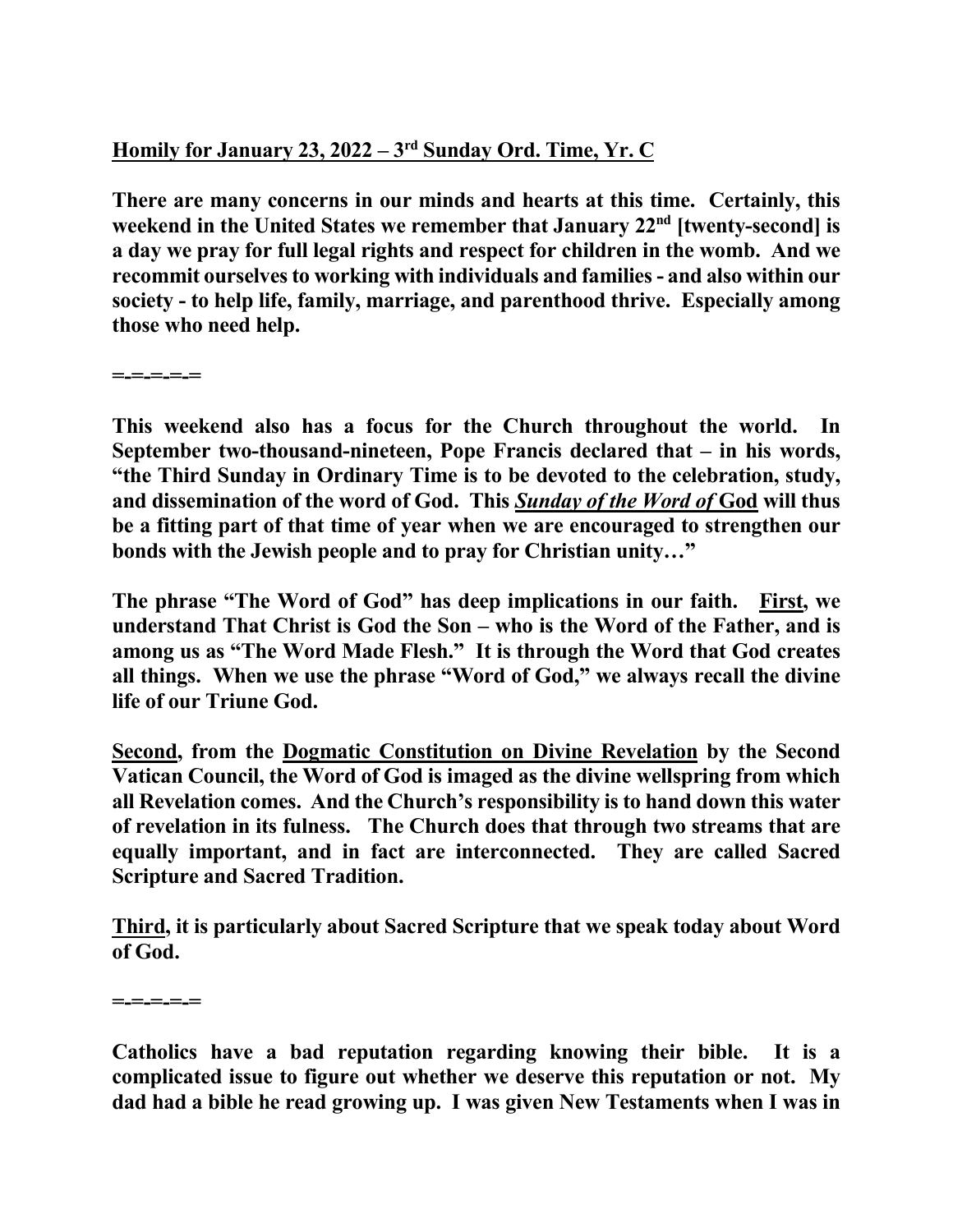**<u>Homily for January 23, 2022 – 3rd Sunday Ord. Time, Yr. C</u>**

**There are many concerns in our minds and hearts at this time. Certainly, this weekend in the United States we remember that January 22nd [twenty-second] is a day we pray for full legal rights and respect for children in the womb. And we recommit ourselves to working with individuals and families - and also within our society - to help life, family, marriage, and parenthood thrive. Especially among those who need help.**

**=-=-=-=-=**

**This weekend also has a focus for the Church throughout the world. In September two-thousand-nineteen, Pope Francis declared that – in his words, "the Third Sunday in Ordinary Time is to be devoted to the celebration, study, and dissemination of the word of God. This *<u>Sunday of the Word of</u>* <u>God</u> will thus be a fitting part of that time of year when we are encouraged to strengthen our bonds with the Jewish people and to pray for Christian unity…"**

**The phrase "The Word of God" has deep implications in our faith. <u>First</u>, we understand That Christ is God the Son – who is the Word of the Father, and is among us as "The Word Made Flesh." It is through the Word that God creates all things. When we use the phrase "Word of God," we always recall the divine life of our Triune God.**

**<u>Second</u>, from the <u>Dogmatic Constitution on Divine Revelation</u> by the Second Vatican Council, the Word of God is imaged as the divine wellspring from which all Revelation comes. And the Church's responsibility is to hand down this water of revelation in its fulness. The Church does that through two streams that are equally important, and in fact are interconnected. They are called Sacred Scripture and Sacred Tradition.**

**<u>Third</u>, it is particularly about Sacred Scripture that we speak today about Word of God.**

**=-=-=-=-=**

**Catholics have a bad reputation regarding knowing their bible. It is a complicated issue to figure out whether we deserve this reputation or not. My dad had a bible he read growing up. I was given New Testaments when I was in**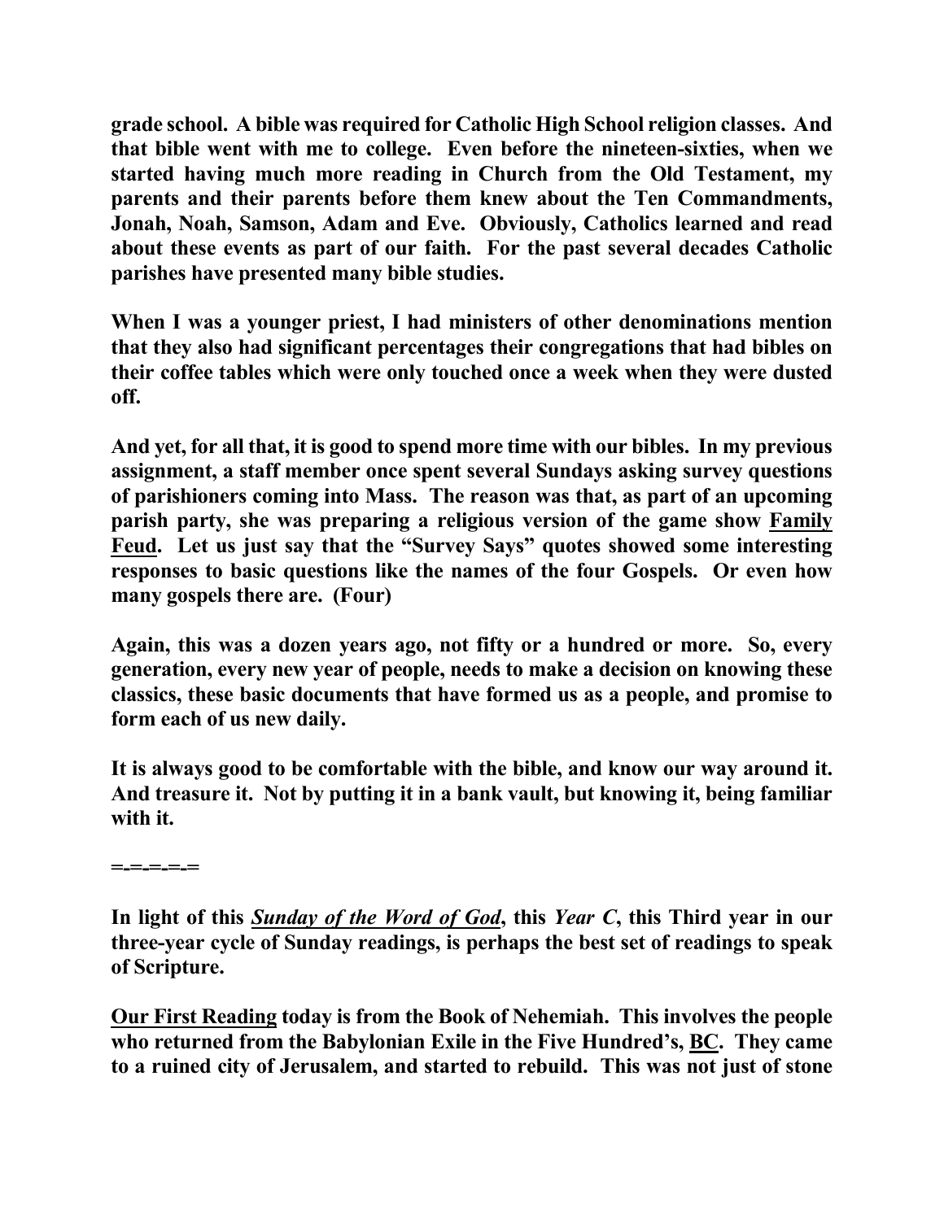**grade school. A bible was required for Catholic High School religion classes. And that bible went with me to college. Even before the nineteen-sixties, when we started having much more reading in Church from the Old Testament, my parents and their parents before them knew about the Ten Commandments, Jonah, Noah, Samson, Adam and Eve. Obviously, Catholics learned and read about these events as part of our faith. For the past several decades Catholic parishes have presented many bible studies.**

**When I was a younger priest, I had ministers of other denominations mention that they also had significant percentages their congregations that had bibles on their coffee tables which were only touched once a week when they were dusted off.**

**And yet, for all that, it is good to spend more time with our bibles. In my previous assignment, a staff member once spent several Sundays asking survey questions of parishioners coming into Mass. The reason was that, as part of an upcoming parish party, she was preparing a religious version of the game show <u>Family Feud</u>. Let us just say that the "Survey Says" quotes showed some interesting responses to basic questions like the names of the four Gospels. Or even how many gospels there are. (Four)**

**Again, this was a dozen years ago, not fifty or a hundred or more. So, every generation, every new year of people, needs to make a decision on knowing these classics, these basic documents that have formed us as a people, and promise to form each of us new daily.**

**It is always good to be comfortable with the bible, and know our way around it. And treasure it. Not by putting it in a bank vault, but knowing it, being familiar with it.**

**=-=-=-=-=**

**In light of this *<u>Sunday of the Word of God</u>*, this *Year C*, this Third year in our three-year cycle of Sunday readings, is perhaps the best set of readings to speak of Scripture.**

**<u>Our First Reading</u> today is from the Book of Nehemiah. This involves the people who returned from the Babylonian Exile in the Five Hundred's, <u>BC</u>. They came to a ruined city of Jerusalem, and started to rebuild. This was not just of stone**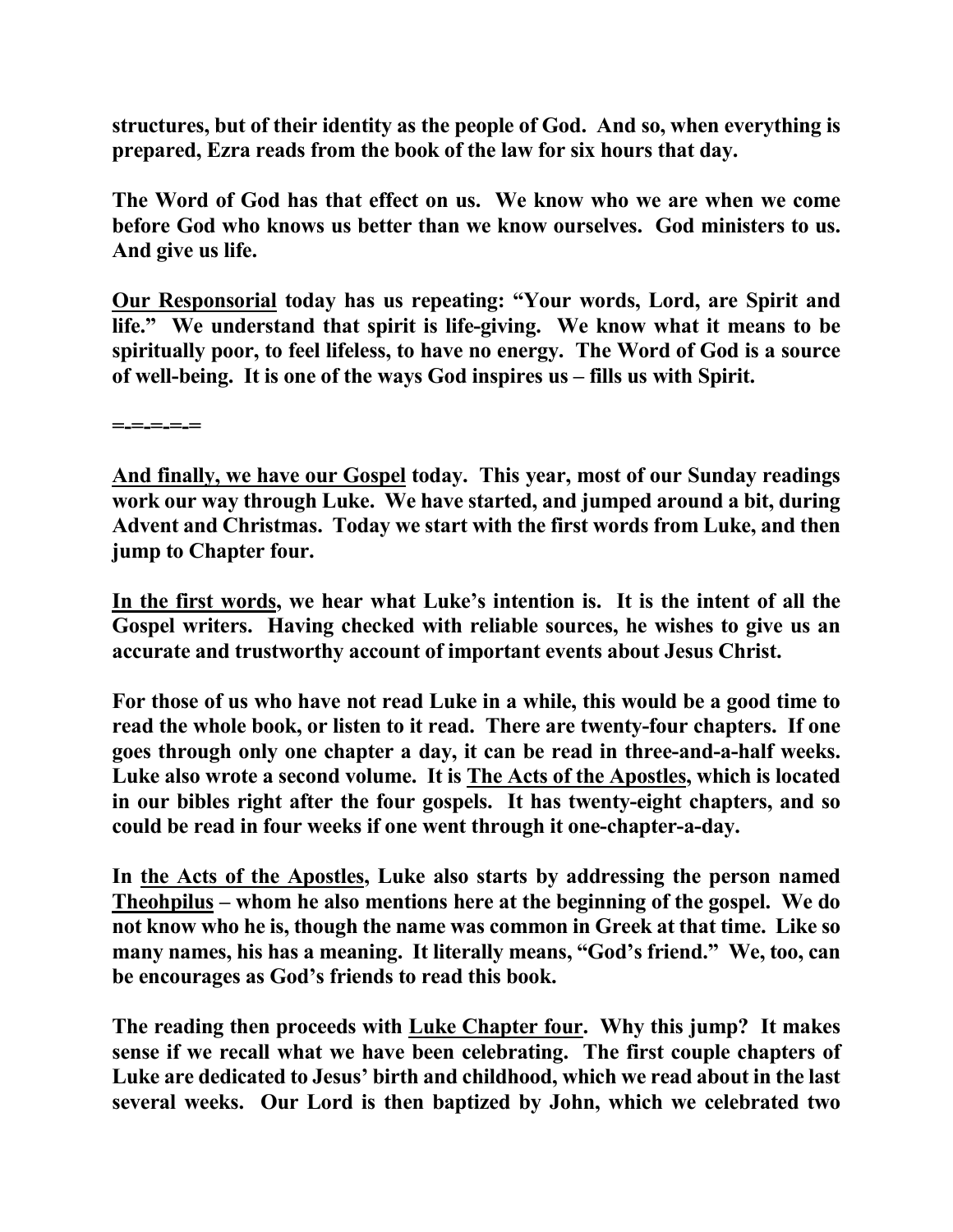**structures, but of their identity as the people of God. And so, when everything is prepared, Ezra reads from the book of the law for six hours that day.**

**The Word of God has that effect on us. We know who we are when we come before God who knows us better than we know ourselves. God ministers to us. And give us life.**

**<u>Our Responsorial</u> today has us repeating: "Your words, Lord, are Spirit and life." We understand that spirit is life-giving. We know what it means to be spiritually poor, to feel lifeless, to have no energy. The Word of God is a source of well-being. It is one of the ways God inspires us – fills us with Spirit.**

**=-=-=-=-=**

**<u>And finally, we have our Gospel</u> today. This year, most of our Sunday readings work our way through Luke. We have started, and jumped around a bit, during Advent and Christmas. Today we start with the first words from Luke, and then jump to Chapter four.**

**<u>In the first words</u>, we hear what Luke's intention is. It is the intent of all the Gospel writers. Having checked with reliable sources, he wishes to give us an accurate and trustworthy account of important events about Jesus Christ.**

**For those of us who have not read Luke in a while, this would be a good time to read the whole book, or listen to it read. There are twenty-four chapters. If one goes through only one chapter a day, it can be read in three-and-a-half weeks. Luke also wrote a second volume. It is <u>The Acts of the Apostles</u>, which is located in our bibles right after the four gospels. It has twenty-eight chapters, and so could be read in four weeks if one went through it one-chapter-a-day.**

**In <u>the Acts of the Apostles</u>, Luke also starts by addressing the person named <u>Theohpilus</u> – whom he also mentions here at the beginning of the gospel. We do not know who he is, though the name was common in Greek at that time. Like so many names, his has a meaning. It literally means, "God's friend." We, too, can be encourages as God's friends to read this book.**

**The reading then proceeds with <u>Luke Chapter four</u>. Why this jump? It makes sense if we recall what we have been celebrating. The first couple chapters of Luke are dedicated to Jesus' birth and childhood, which we read about in the last several weeks. Our Lord is then baptized by John, which we celebrated two**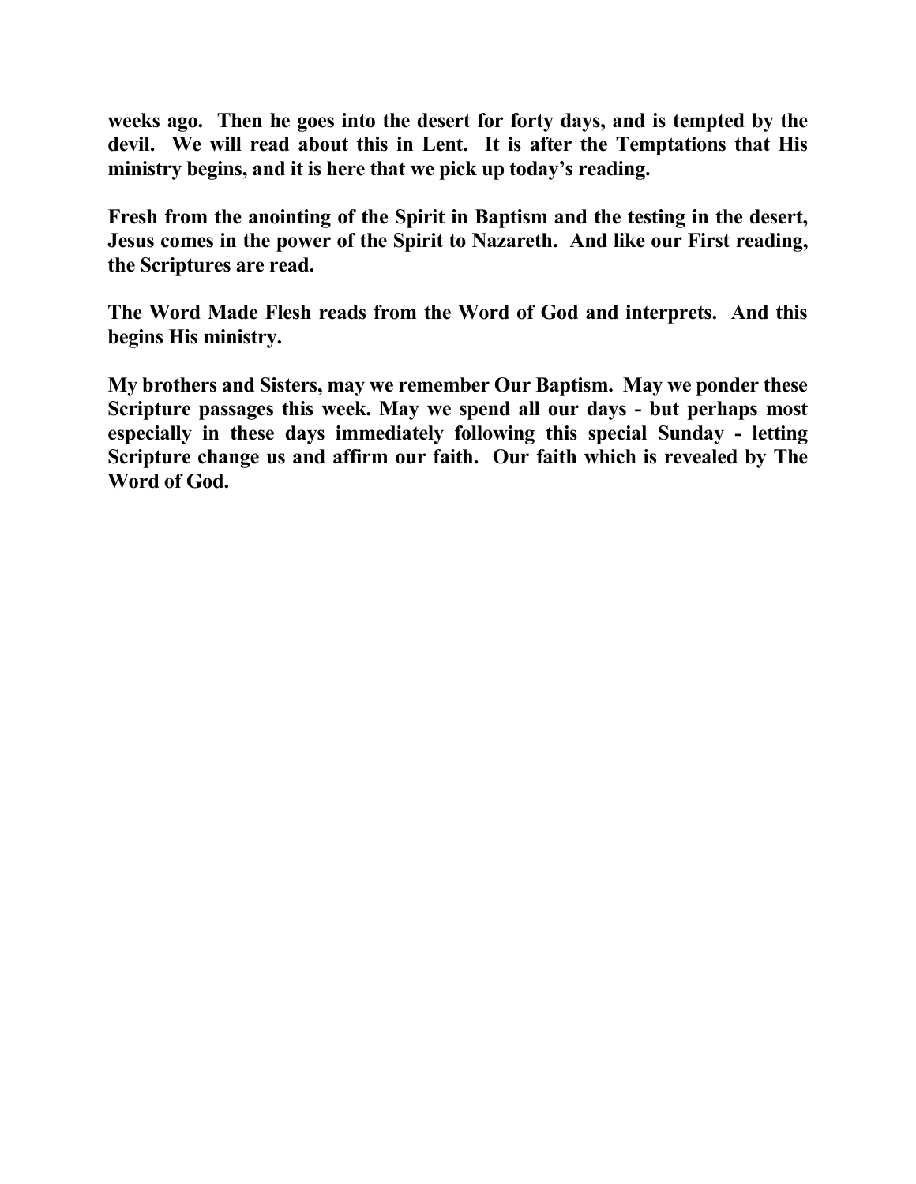**weeks ago. Then he goes into the desert for forty days, and is tempted by the devil. We will read about this in Lent. It is after the Temptations that His ministry begins, and it is here that we pick up today's reading.**

**Fresh from the anointing of the Spirit in Baptism and the testing in the desert, Jesus comes in the power of the Spirit to Nazareth. And like our First reading, the Scriptures are read.**

**The Word Made Flesh reads from the Word of God and interprets. And this begins His ministry.**

**My brothers and Sisters, may we remember Our Baptism. May we ponder these Scripture passages this week. May we spend all our days - but perhaps most especially in these days immediately following this special Sunday - letting Scripture change us and affirm our faith. Our faith which is revealed by The Word of God.**